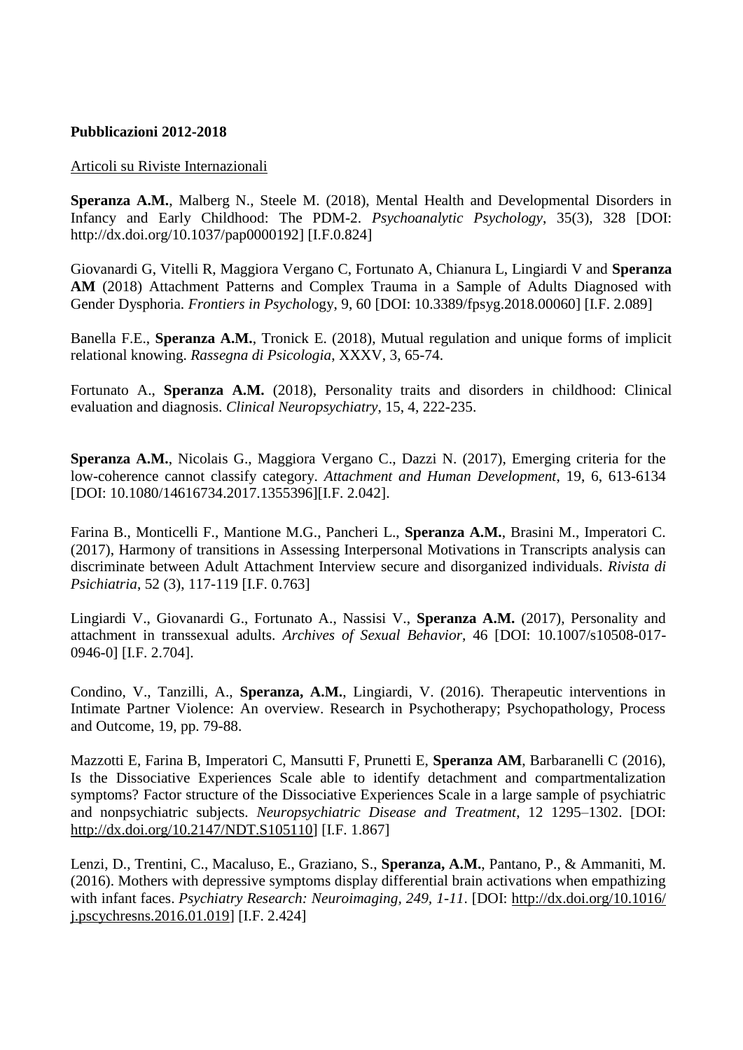**Pubblicazioni 2012-2018**

Articoli su Riviste Internazionali

**Speranza A.M.**, Malberg N., Steele M. (2018), Mental Health and Developmental Disorders in Infancy and Early Childhood: The PDM-2. *Psychoanalytic Psychology*, 35(3), 328 [DOI: http://dx.doi.org/10.1037/pap0000192] [I.F.0.824]

Giovanardi G, Vitelli R, Maggiora Vergano C, Fortunato A, Chianura L, Lingiardi V and **Speranza AM** (2018) Attachment Patterns and Complex Trauma in a Sample of Adults Diagnosed with Gender Dysphoria. *Frontiers in Psychol*ogy, 9, 60 [DOI: 10.3389/fpsyg.2018.00060] [I.F. 2.089]

Banella F.E., **Speranza A.M.**, Tronick E. (2018), Mutual regulation and unique forms of implicit relational knowing. *Rassegna di Psicologia*, XXXV, 3, 65-74.

Fortunato A., **Speranza A.M.** (2018), Personality traits and disorders in childhood: Clinical evaluation and diagnosis. *Clinical Neuropsychiatry*, 15, 4, 222-235.

**Speranza A.M.**, Nicolais G., Maggiora Vergano C., Dazzi N. (2017), Emerging criteria for the low-coherence cannot classify category. *Attachment and Human Development*, 19, 6, 613-6134 [DOI: 10.1080/14616734.2017.1355396][I.F. 2.042].

Farina B., Monticelli F., Mantione M.G., Pancheri L., **Speranza A.M.**, Brasini M., Imperatori C. (2017), Harmony of transitions in Assessing Interpersonal Motivations in Transcripts analysis can discriminate between Adult Attachment Interview secure and disorganized individuals. *Rivista di Psichiatria*, 52 (3), 117-119 [I.F. 0.763]

Lingiardi V., Giovanardi G., Fortunato A., Nassisi V., **Speranza A.M.** (2017), Personality and attachment in transsexual adults. *Archives of Sexual Behavior*, 46 [DOI: 10.1007/s10508-017-0946-0] [I.F. 2.704].

Condino, V., Tanzilli, A., **Speranza, A.M.**, Lingiardi, V. (2016). Therapeutic interventions in Intimate Partner Violence: An overview. Research in Psychotherapy; Psychopathology, Process and Outcome, 19, pp. 79-88.

Mazzotti E, Farina B, Imperatori C, Mansutti F, Prunetti E, **Speranza AM**, Barbaranelli C (2016), Is the Dissociative Experiences Scale able to identify detachment and compartmentalization symptoms? Factor structure of the Dissociative Experiences Scale in a large sample of psychiatric and nonpsychiatric subjects. *Neuropsychiatric Disease and Treatment*, 12 1295–1302. [DOI: http://dx.doi.org/10.2147/NDT.S105110] [I.F. 1.867]

Lenzi, D., Trentini, C., Macaluso, E., Graziano, S., **Speranza, A.M.**, Pantano, P., & Ammaniti, M. (2016). Mothers with depressive symptoms display differential brain activations when empathizing with infant faces. *Psychiatry Research: Neuroimaging, 249, 1-11*. [DOI: http://dx.doi.org/10.1016/j.pscychresns.2016.01.019] [I.F. 2.424]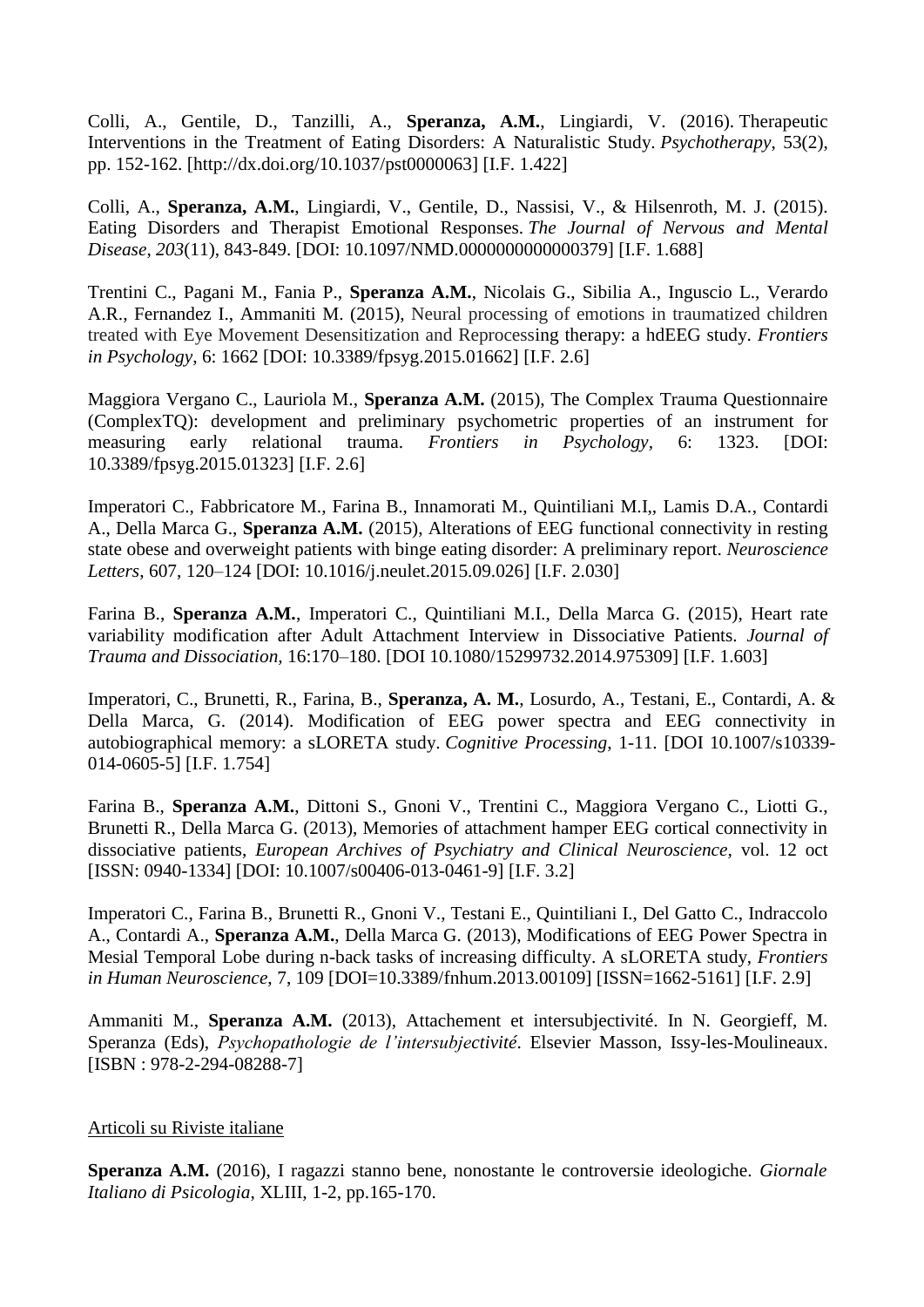Colli, A., Gentile, D., Tanzilli, A., **Speranza, A.M.**, Lingiardi, V. (2016). Therapeutic Interventions in the Treatment of Eating Disorders: A Naturalistic Study. *Psychotherapy*, 53(2), pp. 152-162. [http://dx.doi.org/10.1037/pst0000063] [I.F. 1.422]

Colli, A., **Speranza, A.M.**, Lingiardi, V., Gentile, D., Nassisi, V., & Hilsenroth, M. J. (2015). Eating Disorders and Therapist Emotional Responses. *The Journal of Nervous and Mental Disease*, *203*(11), 843-849. [DOI: 10.1097/NMD.0000000000000379] [I.F. 1.688]

Trentini C., Pagani M., Fania P., **Speranza A.M.**, Nicolais G., Sibilia A., Inguscio L., Verardo A.R., Fernandez I., Ammaniti M. (2015), Neural processing of emotions in traumatized children treated with Eye Movement Desensitization and Reprocessing therapy: a hdEEG study. *Frontiers in Psychology*, 6: 1662 [DOI: 10.3389/fpsyg.2015.01662] [I.F. 2.6]

Maggiora Vergano C., Lauriola M., **Speranza A.M.** (2015), The Complex Trauma Questionnaire (ComplexTQ): development and preliminary psychometric properties of an instrument for measuring early relational trauma. *Frontiers in Psychology*, 6: 1323. [DOI: 10.3389/fpsyg.2015.01323] [I.F. 2.6]

Imperatori C., Fabbricatore M., Farina B., Innamorati M., Quintiliani M.I,, Lamis D.A., Contardi A., Della Marca G., **Speranza A.M.** (2015), Alterations of EEG functional connectivity in resting state obese and overweight patients with binge eating disorder: A preliminary report. *Neuroscience Letters*, 607, 120–124 [DOI: 10.1016/j.neulet.2015.09.026] [I.F. 2.030]

Farina B., **Speranza A.M.**, Imperatori C., Quintiliani M.I., Della Marca G. (2015), Heart rate variability modification after Adult Attachment Interview in Dissociative Patients. *Journal of Trauma and Dissociation*, 16:170–180. [DOI 10.1080/15299732.2014.975309] [I.F. 1.603]

Imperatori, C., Brunetti, R., Farina, B., **Speranza, A. M.**, Losurdo, A., Testani, E., Contardi, A. & Della Marca, G. (2014). Modification of EEG power spectra and EEG connectivity in autobiographical memory: a sLORETA study. *Cognitive Processing*, 1-11. [DOI 10.1007/s10339-014-0605-5] [I.F. 1.754]

Farina B., **Speranza A.M.**, Dittoni S., Gnoni V., Trentini C., Maggiora Vergano C., Liotti G., Brunetti R., Della Marca G. (2013), Memories of attachment hamper EEG cortical connectivity in dissociative patients, *European Archives of Psychiatry and Clinical Neuroscience*, vol. 12 oct [ISSN: 0940-1334] [DOI: 10.1007/s00406-013-0461-9] [I.F. 3.2]

Imperatori C., Farina B., Brunetti R., Gnoni V., Testani E., Quintiliani I., Del Gatto C., Indraccolo A., Contardi A., **Speranza A.M.**, Della Marca G. (2013), Modifications of EEG Power Spectra in Mesial Temporal Lobe during n-back tasks of increasing difficulty. A sLORETA study, *Frontiers in Human Neuroscience*, 7, 109 [DOI=10.3389/fnhum.2013.00109] [ISSN=1662-5161] [I.F. 2.9]

Ammaniti M., **Speranza A.M.** (2013), Attachement et intersubjectivité. In N. Georgieff, M. Speranza (Eds), *Psychopathologie de l'intersubjectivité*. Elsevier Masson, Issy-les-Moulineaux. [ISBN : 978-2-294-08288-7]

Articoli su Riviste italiane

**Speranza A.M.** (2016), I ragazzi stanno bene, nonostante le controversie ideologiche. *Giornale Italiano di Psicologia*, XLIII, 1-2, pp.165-170.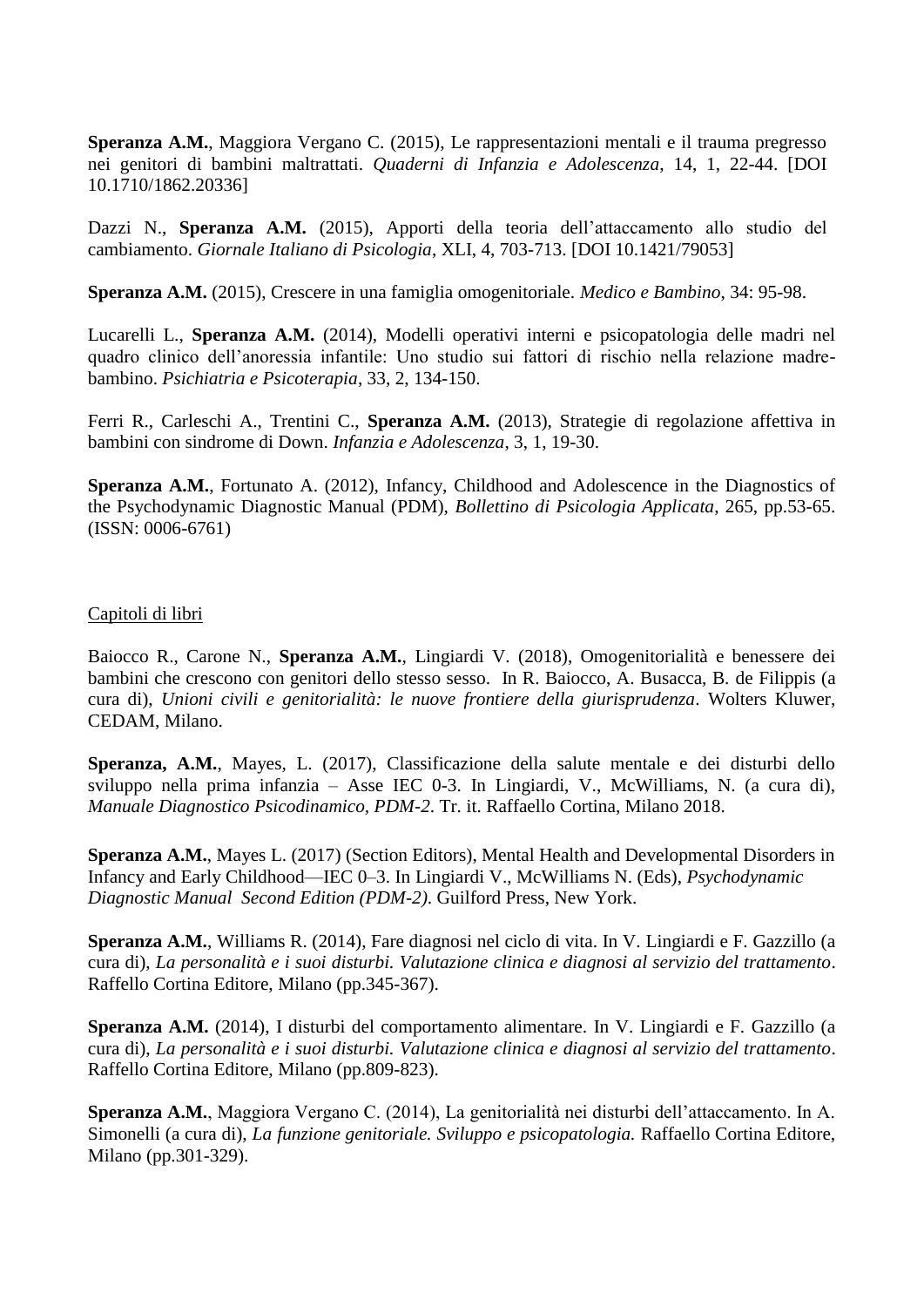**Speranza A.M.**, Maggiora Vergano C. (2015), Le rappresentazioni mentali e il trauma pregresso nei genitori di bambini maltrattati. *Quaderni di Infanzia e Adolescenza*, 14, 1, 22-44. [DOI 10.1710/1862.20336]

Dazzi N., **Speranza A.M.** (2015), Apporti della teoria dell'attaccamento allo studio del cambiamento. *Giornale Italiano di Psicologia*, XLI, 4, 703-713. [DOI 10.1421/79053]

**Speranza A.M.** (2015), Crescere in una famiglia omogenitoriale. *Medico e Bambino*, 34: 95-98.

Lucarelli L., **Speranza A.M.** (2014), Modelli operativi interni e psicopatologia delle madri nel quadro clinico dell'anoressia infantile: Uno studio sui fattori di rischio nella relazione madre-bambino. *Psichiatria e Psicoterapia*, 33, 2, 134-150.

Ferri R., Carleschi A., Trentini C., **Speranza A.M.** (2013), Strategie di regolazione affettiva in bambini con sindrome di Down. *Infanzia e Adolescenza*, 3, 1, 19-30.

**Speranza A.M.**, Fortunato A. (2012), Infancy, Childhood and Adolescence in the Diagnostics of the Psychodynamic Diagnostic Manual (PDM), *Bollettino di Psicologia Applicata*, 265, pp.53-65. (ISSN: 0006-6761)

<u>Capitoli di libri</u>

Baiocco R., Carone N., **Speranza A.M.**, Lingiardi V. (2018), Omogenitorialità e benessere dei bambini che crescono con genitori dello stesso sesso. In R. Baiocco, A. Busacca, B. de Filippis (a cura di), *Unioni civili e genitorialità: le nuove frontiere della giurisprudenza*. Wolters Kluwer, CEDAM, Milano.

**Speranza, A.M.**, Mayes, L. (2017), Classificazione della salute mentale e dei disturbi dello sviluppo nella prima infanzia – Asse IEC 0-3. In Lingiardi, V., McWilliams, N. (a cura di), *Manuale Diagnostico Psicodinamico, PDM-2*. Tr. it. Raffaello Cortina, Milano 2018.

**Speranza A.M.**, Mayes L. (2017) (Section Editors), Mental Health and Developmental Disorders in Infancy and Early Childhood—IEC 0–3. In Lingiardi V., McWilliams N. (Eds), *Psychodynamic Diagnostic Manual Second Edition (PDM-2)*. Guilford Press, New York.

**Speranza A.M.**, Williams R. (2014), Fare diagnosi nel ciclo di vita. In V. Lingiardi e F. Gazzillo (a cura di), *La personalità e i suoi disturbi. Valutazione clinica e diagnosi al servizio del trattamento*. Raffello Cortina Editore, Milano (pp.345-367).

**Speranza A.M.** (2014), I disturbi del comportamento alimentare. In V. Lingiardi e F. Gazzillo (a cura di), *La personalità e i suoi disturbi. Valutazione clinica e diagnosi al servizio del trattamento*. Raffello Cortina Editore, Milano (pp.809-823).

**Speranza A.M.**, Maggiora Vergano C. (2014), La genitorialità nei disturbi dell'attaccamento. In A. Simonelli (a cura di), *La funzione genitoriale. Sviluppo e psicopatologia.* Raffaello Cortina Editore, Milano (pp.301-329).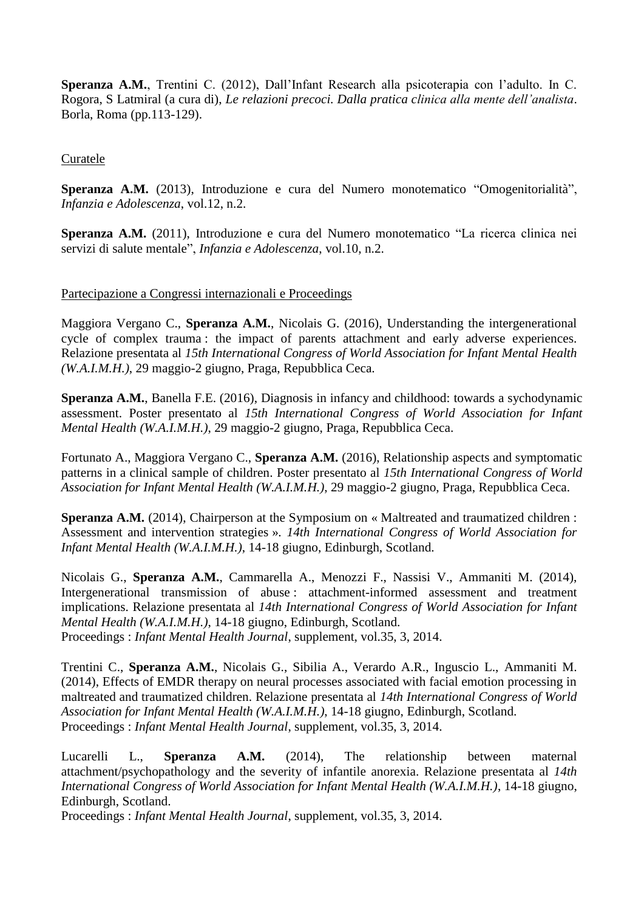**Speranza A.M.**, Trentini C. (2012), Dall'Infant Research alla psicoterapia con l'adulto. In C. Rogora, S Latmiral (a cura di), *Le relazioni precoci. Dalla pratica clinica alla mente dell'analista*. Borla, Roma (pp.113-129).

<u>Curatele</u>

**Speranza A.M.** (2013), Introduzione e cura del Numero monotematico "Omogenitorialità", *Infanzia e Adolescenza*, vol.12, n.2.

**Speranza A.M.** (2011), Introduzione e cura del Numero monotematico "La ricerca clinica nei servizi di salute mentale", *Infanzia e Adolescenza*, vol.10, n.2.

<u>Partecipazione a Congressi internazionali e Proceedings</u>

Maggiora Vergano C., **Speranza A.M.**, Nicolais G. (2016), Understanding the intergenerational cycle of complex trauma : the impact of parents attachment and early adverse experiences. Relazione presentata al *15th International Congress of World Association for Infant Mental Health (W.A.I.M.H.)*, 29 maggio-2 giugno, Praga, Repubblica Ceca.

**Speranza A.M.**, Banella F.E. (2016), Diagnosis in infancy and childhood: towards a sychodynamic assessment. Poster presentato al *15th International Congress of World Association for Infant Mental Health (W.A.I.M.H.)*, 29 maggio-2 giugno, Praga, Repubblica Ceca.

Fortunato A., Maggiora Vergano C., **Speranza A.M.** (2016), Relationship aspects and symptomatic patterns in a clinical sample of children. Poster presentato al *15th International Congress of World Association for Infant Mental Health (W.A.I.M.H.)*, 29 maggio-2 giugno, Praga, Repubblica Ceca.

**Speranza A.M.** (2014), Chairperson at the Symposium on « Maltreated and traumatized children : Assessment and intervention strategies ». *14th International Congress of World Association for Infant Mental Health (W.A.I.M.H.)*, 14-18 giugno, Edinburgh, Scotland.

Nicolais G., **Speranza A.M.**, Cammarella A., Menozzi F., Nassisi V., Ammaniti M. (2014), Intergenerational transmission of abuse : attachment-informed assessment and treatment implications. Relazione presentata al *14th International Congress of World Association for Infant Mental Health (W.A.I.M.H.)*, 14-18 giugno, Edinburgh, Scotland.
Proceedings : *Infant Mental Health Journal*, supplement, vol.35, 3, 2014.

Trentini C., **Speranza A.M.**, Nicolais G., Sibilia A., Verardo A.R., Inguscio L., Ammaniti M. (2014), Effects of EMDR therapy on neural processes associated with facial emotion processing in maltreated and traumatized children. Relazione presentata al *14th International Congress of World Association for Infant Mental Health (W.A.I.M.H.)*, 14-18 giugno, Edinburgh, Scotland.
Proceedings : *Infant Mental Health Journal*, supplement, vol.35, 3, 2014.

Lucarelli L., **Speranza A.M.** (2014), The relationship between maternal attachment/psychopathology and the severity of infantile anorexia. Relazione presentata al *14th International Congress of World Association for Infant Mental Health (W.A.I.M.H.)*, 14-18 giugno, Edinburgh, Scotland.
Proceedings : *Infant Mental Health Journal*, supplement, vol.35, 3, 2014.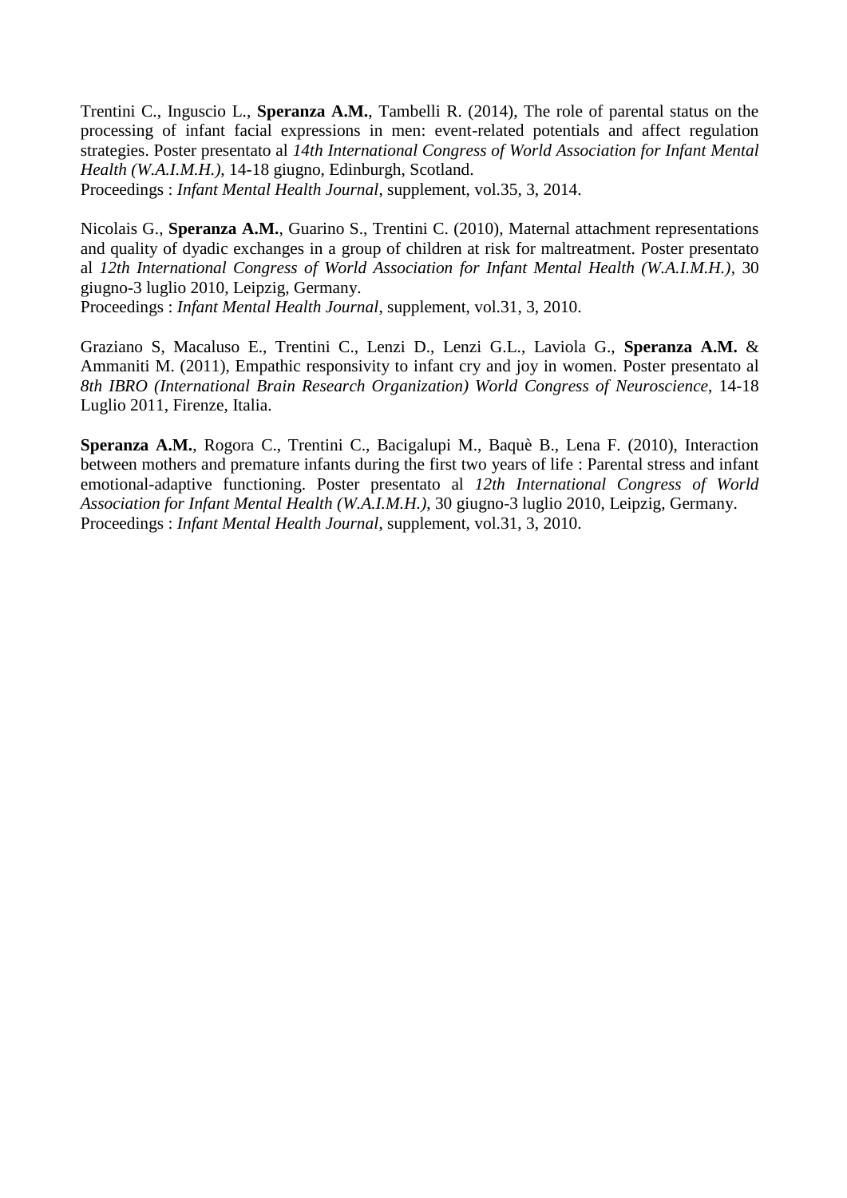Trentini C., Inguscio L., **Speranza A.M.**, Tambelli R. (2014), The role of parental status on the processing of infant facial expressions in men: event-related potentials and affect regulation strategies. Poster presentato al *14th International Congress of World Association for Infant Mental Health (W.A.I.M.H.)*, 14-18 giugno, Edinburgh, Scotland.
Proceedings : *Infant Mental Health Journal*, supplement, vol.35, 3, 2014.

Nicolais G., **Speranza A.M.**, Guarino S., Trentini C. (2010), Maternal attachment representations and quality of dyadic exchanges in a group of children at risk for maltreatment. Poster presentato al *12th International Congress of World Association for Infant Mental Health (W.A.I.M.H.)*, 30 giugno-3 luglio 2010, Leipzig, Germany.
Proceedings : *Infant Mental Health Journal*, supplement, vol.31, 3, 2010.

Graziano S, Macaluso E., Trentini C., Lenzi D., Lenzi G.L., Laviola G., **Speranza A.M.** & Ammaniti M. (2011), Empathic responsivity to infant cry and joy in women. Poster presentato al *8th IBRO (International Brain Research Organization) World Congress of Neuroscience*, 14-18 Luglio 2011, Firenze, Italia.

**Speranza A.M.**, Rogora C., Trentini C., Bacigalupi M., Baquè B., Lena F. (2010), Interaction between mothers and premature infants during the first two years of life : Parental stress and infant emotional-adaptive functioning. Poster presentato al *12th International Congress of World Association for Infant Mental Health (W.A.I.M.H.)*, 30 giugno-3 luglio 2010, Leipzig, Germany.
Proceedings : *Infant Mental Health Journal*, supplement, vol.31, 3, 2010.